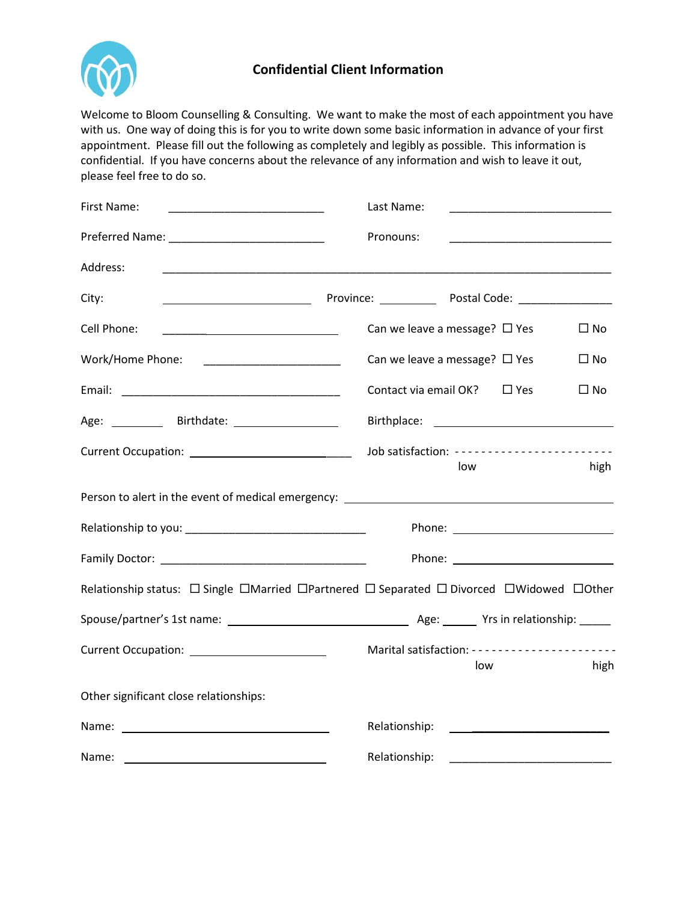# Confidential Client Information

Welcome to Bloom Counselling & Consulting. We want to make the most of each appointment you have with us. One way of doing this is for you to write down some basic information in advance of your first appointment. Please fill out the following as completely and legibly as possible. This information is confidential. If you have concerns about the relevance of any information and wish to leave it out, please feel free to do so.

First Name: ________________________ Last Name: ________________________

Preferred Name: ________________________ Pronouns: ________________________

Address: ____________________________________________________________

City: ____________________ Province: __________ Postal Code: ______________

Cell Phone: ________________________ Can we leave a message? ☐ Yes ☐ No

Work/Home Phone: ____________________ Can we leave a message? ☐ Yes ☐ No

Email: ________________________________ Contact via email OK? ☐ Yes ☐ No

Age: ________ Birthdate: ______________ Birthplace: ________________________

Current Occupation: ______________________ Job satisfaction: - - - - - - - - - - - - - - - - - - - - - - - -
low high

Person to alert in the event of medical emergency: ______________________________

Relationship to you: ____________________________ Phone: ______________________

Family Doctor: ________________________________ Phone: ______________________

Relationship status: ☐ Single ☐Married ☐Partnered ☐ Separated ☐ Divorced ☐Widowed ☐Other

Spouse/partner's 1st name: __________________________ Age: _____ Yrs in relationship: _____

Current Occupation: ____________________ Marital satisfaction: - - - - - - - - - - - - - - - - - - - - - -
low high

Other significant close relationships:

Name: ______________________________ Relationship: ______________________

Name: ______________________________ Relationship: ______________________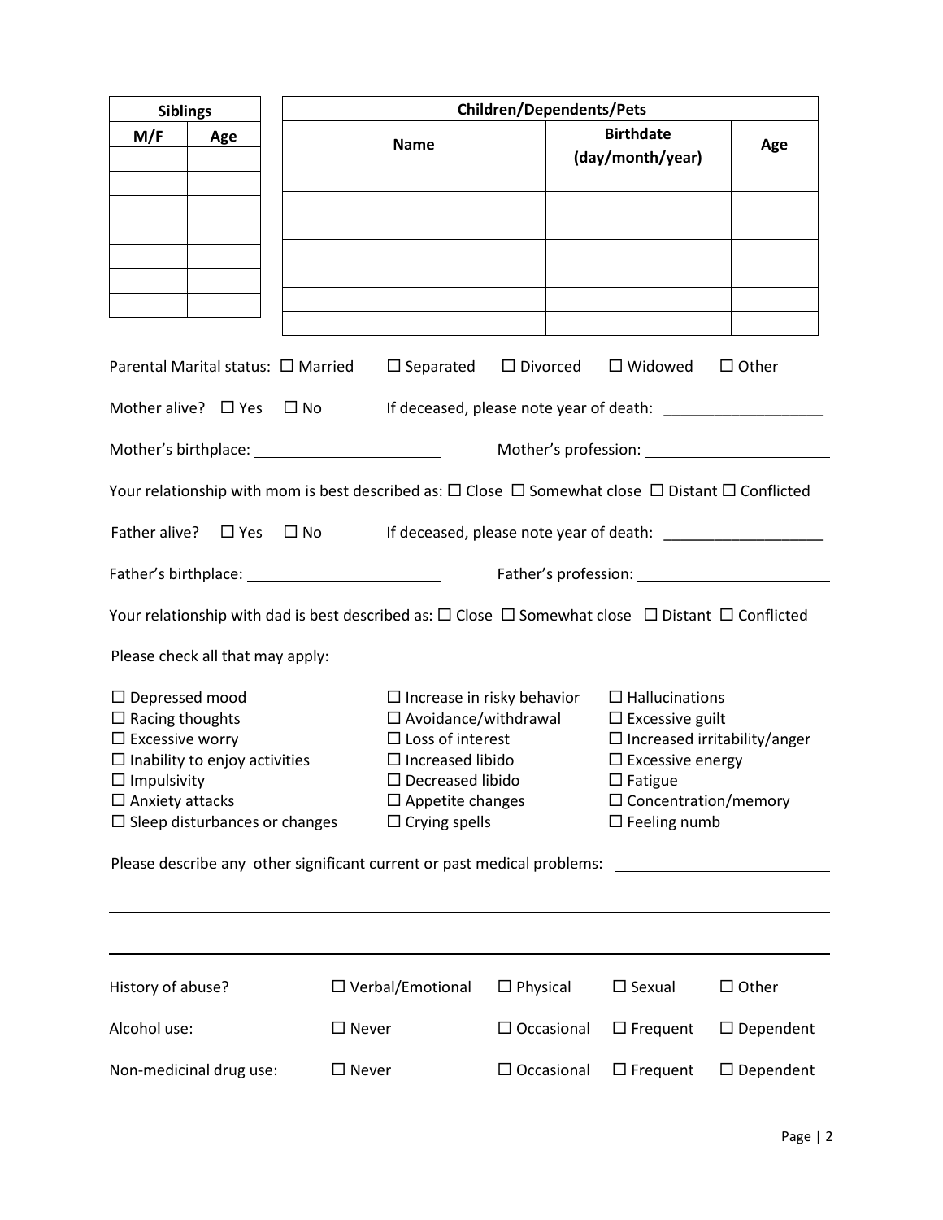| Siblings | |
|---|---|
| M/F | Age |
| | |
| | |
| | |
| | |
| | |
| | |
| | |

| Children/Dependents/Pets | | |
|---|---|---|
| Name | Birthdate (day/month/year) | Age |
| | | |
| | | |
| | | |
| | | |
| | | |
| | | |
| | | |

Parental Marital status: ☐ Married ☐ Separated ☐ Divorced ☐ Widowed ☐ Other

Mother alive? ☐ Yes ☐ No If deceased, please note year of death: ___________________

Mother's birthplace: ______________________ Mother's profession: ______________________

Your relationship with mom is best described as: ☐ Close ☐ Somewhat close ☐ Distant ☐ Conflicted

Father alive? ☐ Yes ☐ No If deceased, please note year of death: ___________________

Father's birthplace: ______________________ Father's profession: ______________________

Your relationship with dad is best described as: ☐ Close ☐ Somewhat close ☐ Distant ☐ Conflicted

Please check all that may apply:

- ☐ Depressed mood
- ☐ Racing thoughts
- ☐ Excessive worry
- ☐ Inability to enjoy activities
- ☐ Impulsivity
- ☐ Anxiety attacks
- ☐ Sleep disturbances or changes
- ☐ Increase in risky behavior
- ☐ Avoidance/withdrawal
- ☐ Loss of interest
- ☐ Increased libido
- ☐ Decreased libido
- ☐ Appetite changes
- ☐ Crying spells
- ☐ Hallucinations
- ☐ Excessive guilt
- ☐ Increased irritability/anger
- ☐ Excessive energy
- ☐ Fatigue
- ☐ Concentration/memory
- ☐ Feeling numb

Please describe any other significant current or past medical problems: ______________________

______________________________________________________________________________

______________________________________________________________________________

History of abuse? ☐ Verbal/Emotional ☐ Physical ☐ Sexual ☐ Other

Alcohol use: ☐ Never ☐ Occasional ☐ Frequent ☐ Dependent

Non-medicinal drug use: ☐ Never ☐ Occasional ☐ Frequent ☐ Dependent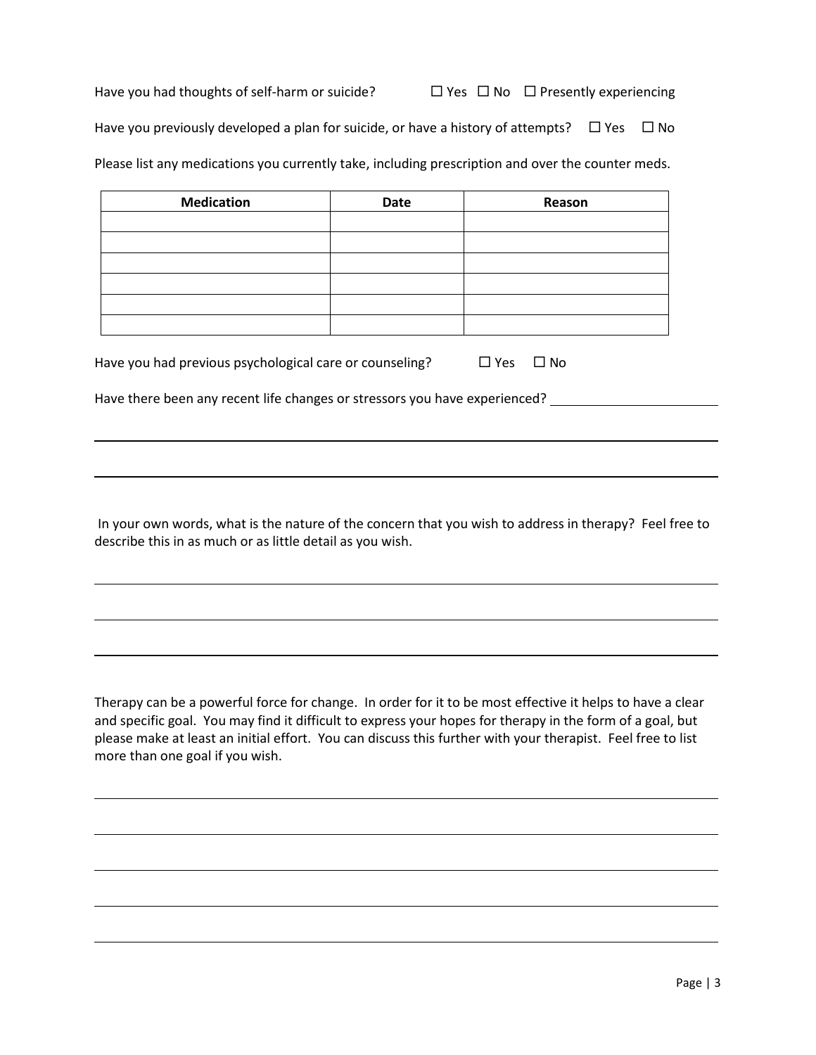Have you had thoughts of self-harm or suicide? ☐ Yes ☐ No ☐ Presently experiencing

Have you previously developed a plan for suicide, or have a history of attempts? ☐ Yes ☐ No

Please list any medications you currently take, including prescription and over the counter meds.

| Medication | Date | Reason |
|---|---|---|
| | | |
| | | |
| | | |
| | | |
| | | |
| | | |

Have you had previous psychological care or counseling? ☐ Yes ☐ No

Have there been any recent life changes or stressors you have experienced? \_\_\_\_\_\_\_\_\_\_\_\_\_\_\_\_\_\_\_\_\_\_\_\_

\_\_\_\_\_\_\_\_\_\_\_\_\_\_\_\_\_\_\_\_\_\_\_\_\_\_\_\_\_\_\_\_\_\_\_\_\_\_\_\_\_\_\_\_\_\_\_\_\_\_\_\_\_\_\_\_\_\_\_\_\_\_\_\_\_\_\_\_\_\_\_\_\_\_\_\_\_\_\_\_\_\_\_\_

\_\_\_\_\_\_\_\_\_\_\_\_\_\_\_\_\_\_\_\_\_\_\_\_\_\_\_\_\_\_\_\_\_\_\_\_\_\_\_\_\_\_\_\_\_\_\_\_\_\_\_\_\_\_\_\_\_\_\_\_\_\_\_\_\_\_\_\_\_\_\_\_\_\_\_\_\_\_\_\_\_\_\_\_

In your own words, what is the nature of the concern that you wish to address in therapy? Feel free to describe this in as much or as little detail as you wish.

\_\_\_\_\_\_\_\_\_\_\_\_\_\_\_\_\_\_\_\_\_\_\_\_\_\_\_\_\_\_\_\_\_\_\_\_\_\_\_\_\_\_\_\_\_\_\_\_\_\_\_\_\_\_\_\_\_\_\_\_\_\_\_\_\_\_\_\_\_\_\_\_\_\_\_\_\_\_\_\_\_\_\_\_

\_\_\_\_\_\_\_\_\_\_\_\_\_\_\_\_\_\_\_\_\_\_\_\_\_\_\_\_\_\_\_\_\_\_\_\_\_\_\_\_\_\_\_\_\_\_\_\_\_\_\_\_\_\_\_\_\_\_\_\_\_\_\_\_\_\_\_\_\_\_\_\_\_\_\_\_\_\_\_\_\_\_\_\_

\_\_\_\_\_\_\_\_\_\_\_\_\_\_\_\_\_\_\_\_\_\_\_\_\_\_\_\_\_\_\_\_\_\_\_\_\_\_\_\_\_\_\_\_\_\_\_\_\_\_\_\_\_\_\_\_\_\_\_\_\_\_\_\_\_\_\_\_\_\_\_\_\_\_\_\_\_\_\_\_\_\_\_\_

Therapy can be a powerful force for change. In order for it to be most effective it helps to have a clear and specific goal. You may find it difficult to express your hopes for therapy in the form of a goal, but please make at least an initial effort. You can discuss this further with your therapist. Feel free to list more than one goal if you wish.

\_\_\_\_\_\_\_\_\_\_\_\_\_\_\_\_\_\_\_\_\_\_\_\_\_\_\_\_\_\_\_\_\_\_\_\_\_\_\_\_\_\_\_\_\_\_\_\_\_\_\_\_\_\_\_\_\_\_\_\_\_\_\_\_\_\_\_\_\_\_\_\_\_\_\_\_\_\_\_\_\_\_\_\_

\_\_\_\_\_\_\_\_\_\_\_\_\_\_\_\_\_\_\_\_\_\_\_\_\_\_\_\_\_\_\_\_\_\_\_\_\_\_\_\_\_\_\_\_\_\_\_\_\_\_\_\_\_\_\_\_\_\_\_\_\_\_\_\_\_\_\_\_\_\_\_\_\_\_\_\_\_\_\_\_\_\_\_\_

\_\_\_\_\_\_\_\_\_\_\_\_\_\_\_\_\_\_\_\_\_\_\_\_\_\_\_\_\_\_\_\_\_\_\_\_\_\_\_\_\_\_\_\_\_\_\_\_\_\_\_\_\_\_\_\_\_\_\_\_\_\_\_\_\_\_\_\_\_\_\_\_\_\_\_\_\_\_\_\_\_\_\_\_

\_\_\_\_\_\_\_\_\_\_\_\_\_\_\_\_\_\_\_\_\_\_\_\_\_\_\_\_\_\_\_\_\_\_\_\_\_\_\_\_\_\_\_\_\_\_\_\_\_\_\_\_\_\_\_\_\_\_\_\_\_\_\_\_\_\_\_\_\_\_\_\_\_\_\_\_\_\_\_\_\_\_\_\_

\_\_\_\_\_\_\_\_\_\_\_\_\_\_\_\_\_\_\_\_\_\_\_\_\_\_\_\_\_\_\_\_\_\_\_\_\_\_\_\_\_\_\_\_\_\_\_\_\_\_\_\_\_\_\_\_\_\_\_\_\_\_\_\_\_\_\_\_\_\_\_\_\_\_\_\_\_\_\_\_\_\_\_\_